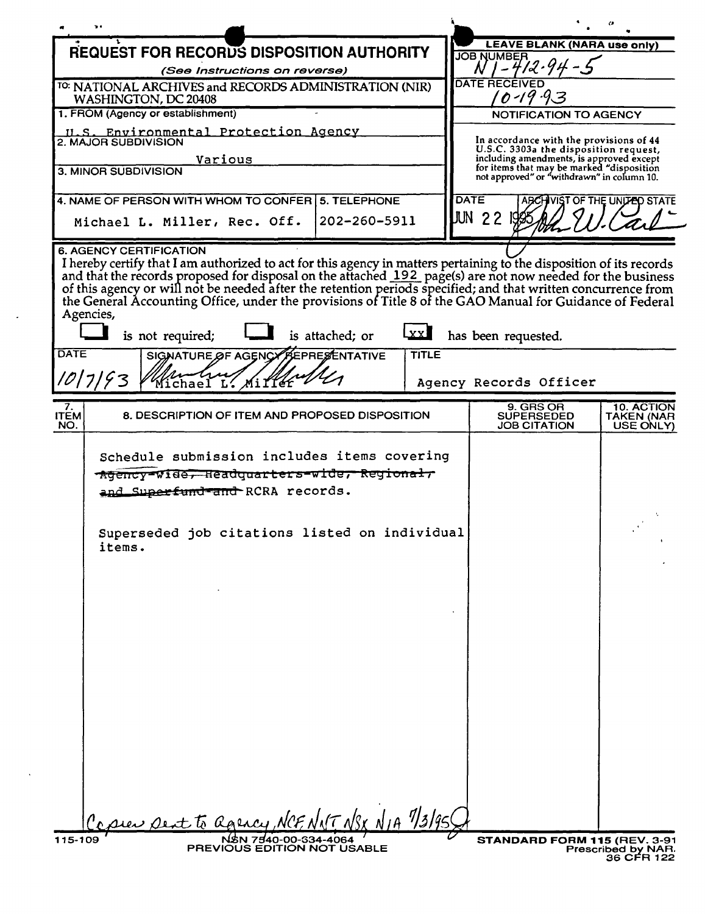# REQUEST FOR RECORDS DISPOSITION AUTHORITY

*(See Instructions on reverse)*

TO: NATIONAL ARCHIVES and RECORDS ADMINISTRATION (NIR)
WASHINGTON, DC 20408

**LEAVE BLANK (NARA use only)**

JOB NUMBER: N1-412-94-5

DATE RECEIVED: 10-19-93

**NOTIFICATION TO AGENCY**

In accordance with the provisions of 44 U.S.C. 3303a the disposition request, including amendments, is approved except for items that may be marked "disposition not approved" or "withdrawn" in column 10.

DATE: JUN 22 1995

ARCHIVIST OF THE UNITED STATE: [signature]

1. FROM (Agency or establishment)

U.S. Environmental Protection Agency

2. MAJOR SUBDIVISION

Various

3. MINOR SUBDIVISION

4. NAME OF PERSON WITH WHOM TO CONFER: Michael L. Miller, Rec. Off.

5. TELEPHONE: 202-260-5911

6. AGENCY CERTIFICATION

I hereby certify that I am authorized to act for this agency in matters pertaining to the disposition of its records and that the records proposed for disposal on the attached 192 page(s) are not now needed for the business of this agency or will not be needed after the retention periods specified; and that written concurrence from the General Accounting Office, under the provisions of Title 8 of the GAO Manual for Guidance of Federal Agencies,

☐ is not required; ☐ is attached; or [XX] has been requested.

| DATE | SIGNATURE OF AGENCY REPRESENTATIVE | TITLE |
|---|---|---|
| 10/7/93 | Michael L. Miller | Agency Records Officer |

| 7. ITEM NO. | 8. DESCRIPTION OF ITEM AND PROPOSED DISPOSITION | 9. GRS OR SUPERSEDED JOB CITATION | 10. ACTION TAKEN (NARA USE ONLY) |
|---|---|---|---|
| | Schedule submission includes items covering ~~Agency-wide, Headquarters-wide, Regional, and Superfund and~~ RCRA records.<br><br>Superseded job citations listed on individual items. | | |

Copies sent to agency, NCF, NNT, NSX, NIA 7/3/95

115-109 NSN 7540-00-634-4064
PREVIOUS EDITION NOT USABLE

STANDARD FORM 115 (REV. 3-91)
Prescribed by NARA
36 CFR 122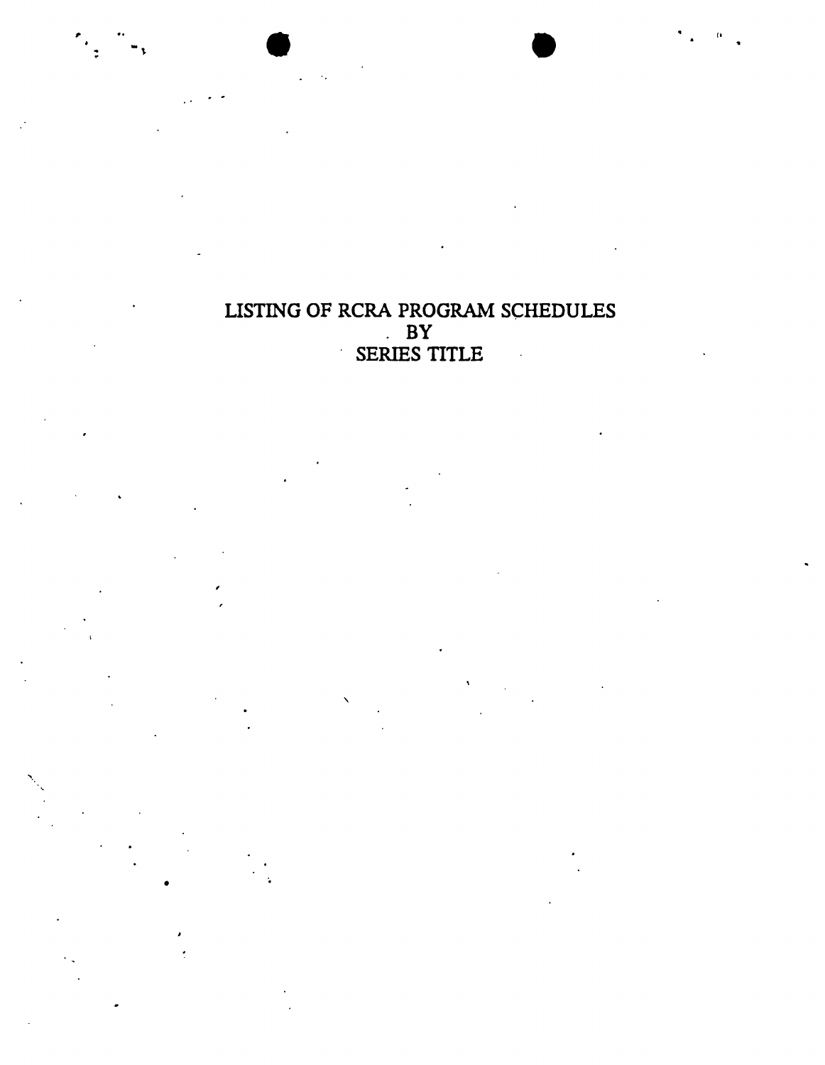# LISTING OF RCRA PROGRAM SCHEDULES BY SERIES TITLE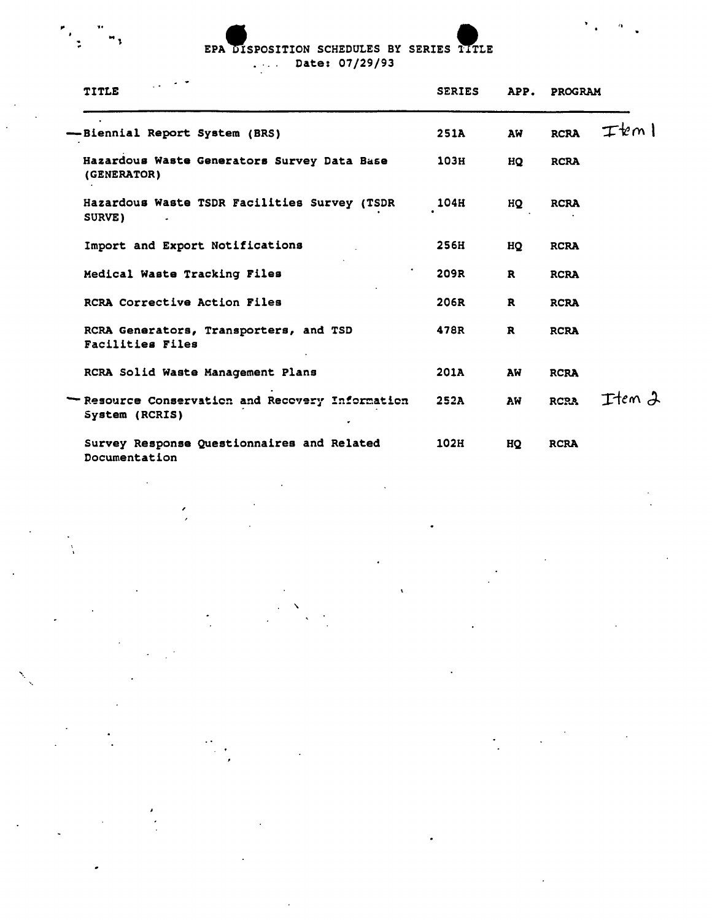EPA DISPOSITION SCHEDULES BY SERIES TITLE

Date: 07/29/93

| TITLE | SERIES | APP. | PROGRAM | |
|---|---|---|---|---|
| —Biennial Report System (BRS) | 251A | AW | RCRA | Item 1 |
| Hazardous Waste Generators Survey Data Base (GENERATOR) | 103H | HQ | RCRA | |
| Hazardous Waste TSDR Facilities Survey (TSDR SURVE) | 104H | HQ | RCRA | |
| Import and Export Notifications | 256H | HQ | RCRA | |
| Medical Waste Tracking Files | 209R | R | RCRA | |
| RCRA Corrective Action Files | 206R | R | RCRA | |
| RCRA Generators, Transporters, and TSD Facilities Files | 478R | R | RCRA | |
| RCRA Solid Waste Management Plans | 201A | AW | RCRA | |
| —Resource Conservation and Recovery Information System (RCRIS) | 252A | AW | RCRA | Item 2 |
| Survey Response Questionnaires and Related Documentation | 102H | HQ | RCRA | |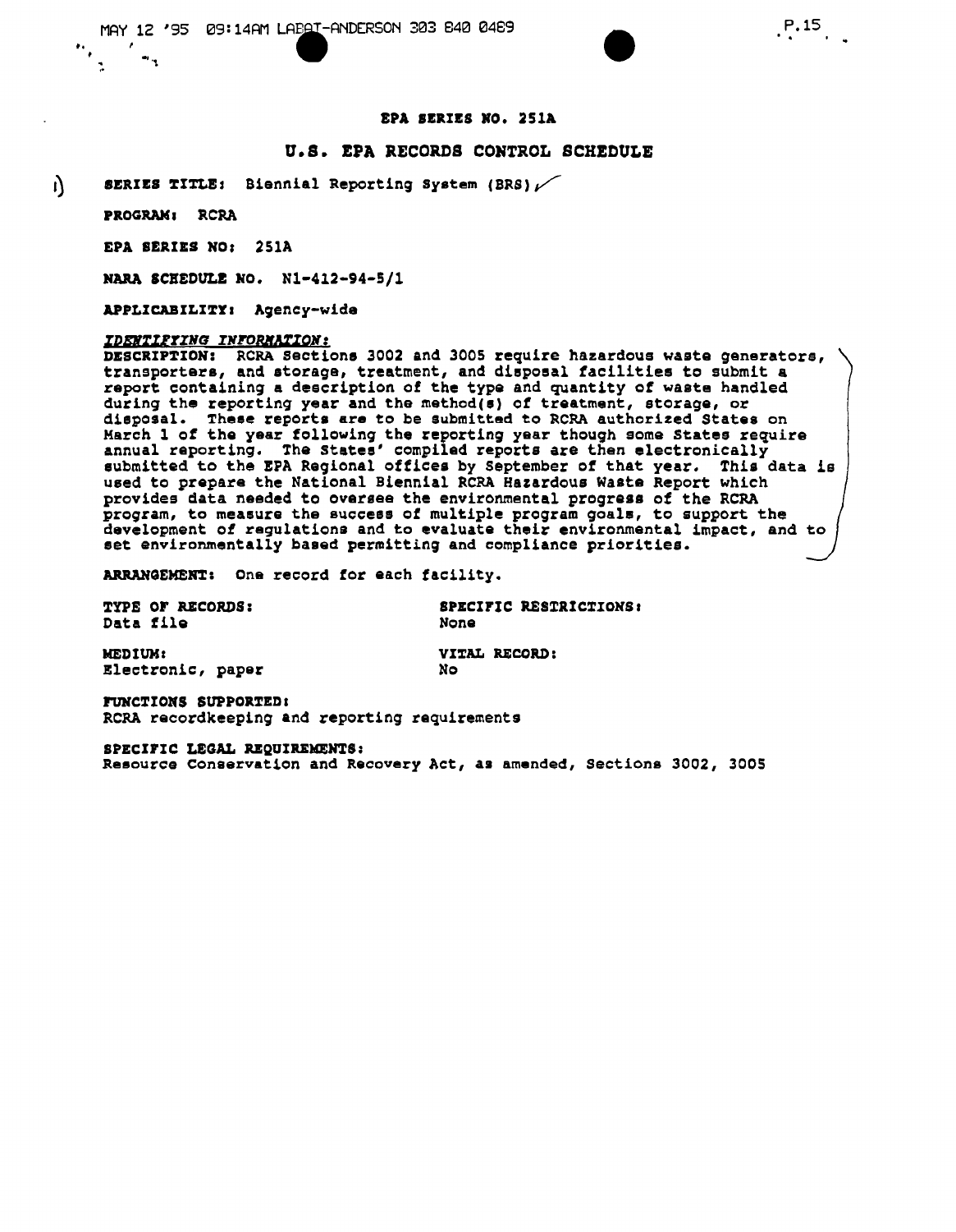**EPA SERIES NO. 251A**

## U.S. EPA RECORDS CONTROL SCHEDULE

**SERIES TITLE:** Biennial Reporting System (BRS)

**PROGRAM:** RCRA

**EPA SERIES NO:** 251A

**NARA SCHEDULE NO.** N1-412-94-5/1

**APPLICABILITY:** Agency-wide

***IDENTIFYING INFORMATION:***

**DESCRIPTION:** RCRA Sections 3002 and 3005 require hazardous waste generators, transporters, and storage, treatment, and disposal facilities to submit a report containing a description of the type and quantity of waste handled during the reporting year and the method(s) of treatment, storage, or disposal. These reports are to be submitted to RCRA authorized States on March 1 of the year following the reporting year though some States require annual reporting. The States' compiled reports are then electronically submitted to the EPA Regional offices by September of that year. This data is used to prepare the National Biennial RCRA Hazardous Waste Report which provides data needed to oversee the environmental progress of the RCRA program, to measure the success of multiple program goals, to support the development of regulations and to evaluate their environmental impact, and to set environmentally based permitting and compliance priorities.

**ARRANGEMENT:** One record for each facility.

**TYPE OF RECORDS:**
Data file

**SPECIFIC RESTRICTIONS:**
None

**MEDIUM:**
Electronic, paper

**VITAL RECORD:**
No

**FUNCTIONS SUPPORTED:**
RCRA recordkeeping and reporting requirements

**SPECIFIC LEGAL REQUIREMENTS:**
Resource Conservation and Recovery Act, as amended, Sections 3002, 3005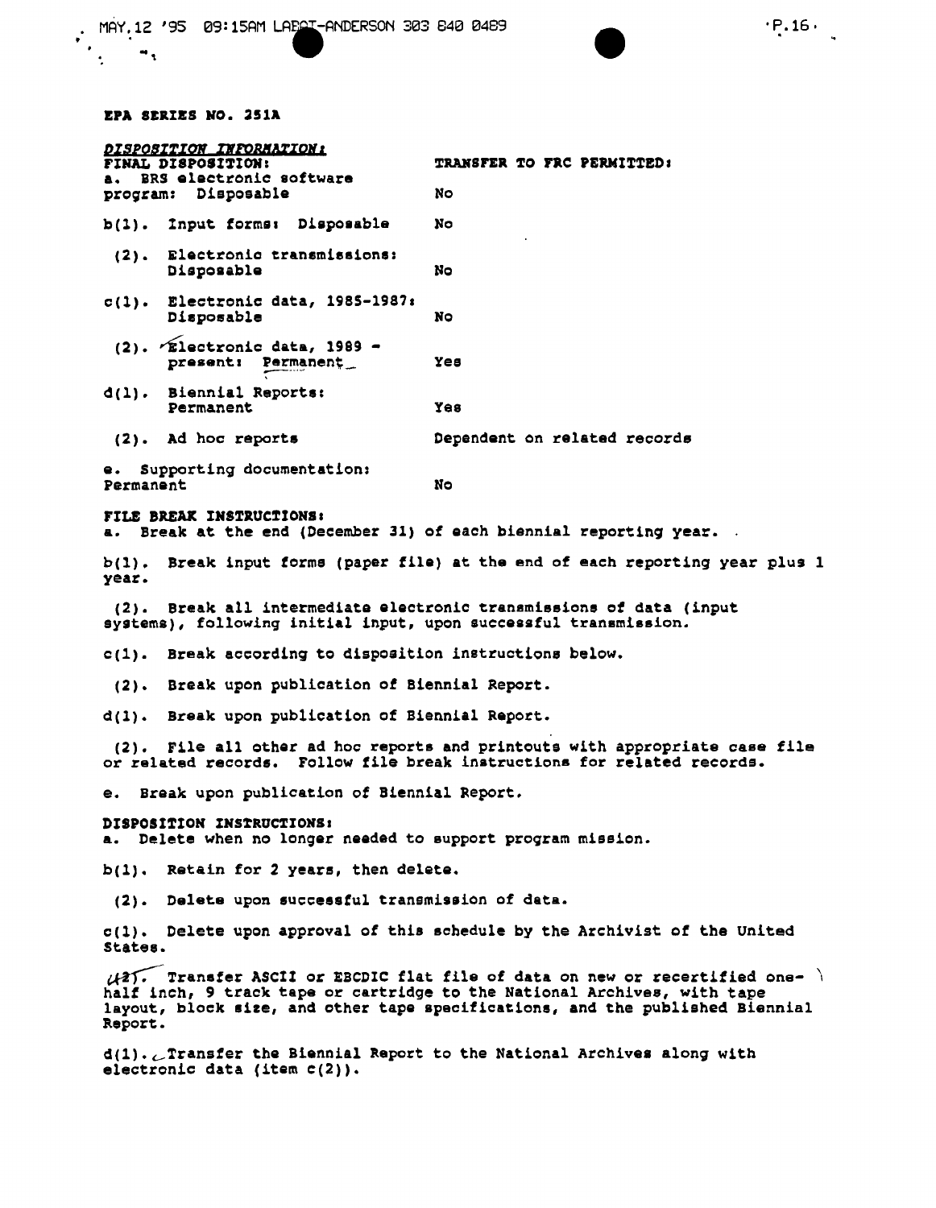**EPA SERIES NO. 251A**

*DISPOSITION INFORMATION:*

| FINAL DISPOSITION: | TRANSFER TO FRC PERMITTED: |
|---|---|
| a. BRS electronic software program: Disposable | No |
| b(1). Input forms: Disposable | No |
| (2). Electronic transmissions: Disposable | No |
| c(1). Electronic data, 1985-1987: Disposable | No |
| (2). Electronic data, 1989 - present: Permanent | Yes |
| d(1). Biennial Reports: Permanent | Yes |
| (2). Ad hoc reports | Dependent on related records |
| e. Supporting documentation: Permanent | No |

**FILE BREAK INSTRUCTIONS:**

a. Break at the end (December 31) of each biennial reporting year.

b(1). Break input forms (paper file) at the end of each reporting year plus 1 year.

(2). Break all intermediate electronic transmissions of data (input systems), following initial input, upon successful transmission.

c(1). Break according to disposition instructions below.

(2). Break upon publication of Biennial Report.

d(1). Break upon publication of Biennial Report.

(2). File all other ad hoc reports and printouts with appropriate case file or related records. Follow file break instructions for related records.

e. Break upon publication of Biennial Report.

**DISPOSITION INSTRUCTIONS:**

a. Delete when no longer needed to support program mission.

b(1). Retain for 2 years, then delete.

(2). Delete upon successful transmission of data.

c(1). Delete upon approval of this schedule by the Archivist of the United States.

c(2). Transfer ASCII or EBCDIC flat file of data on new or recertified one-half inch, 9 track tape or cartridge to the National Archives, with tape layout, block size, and other tape specifications, and the published Biennial Report.

d(1). Transfer the Biennial Report to the National Archives along with electronic data (item c(2)).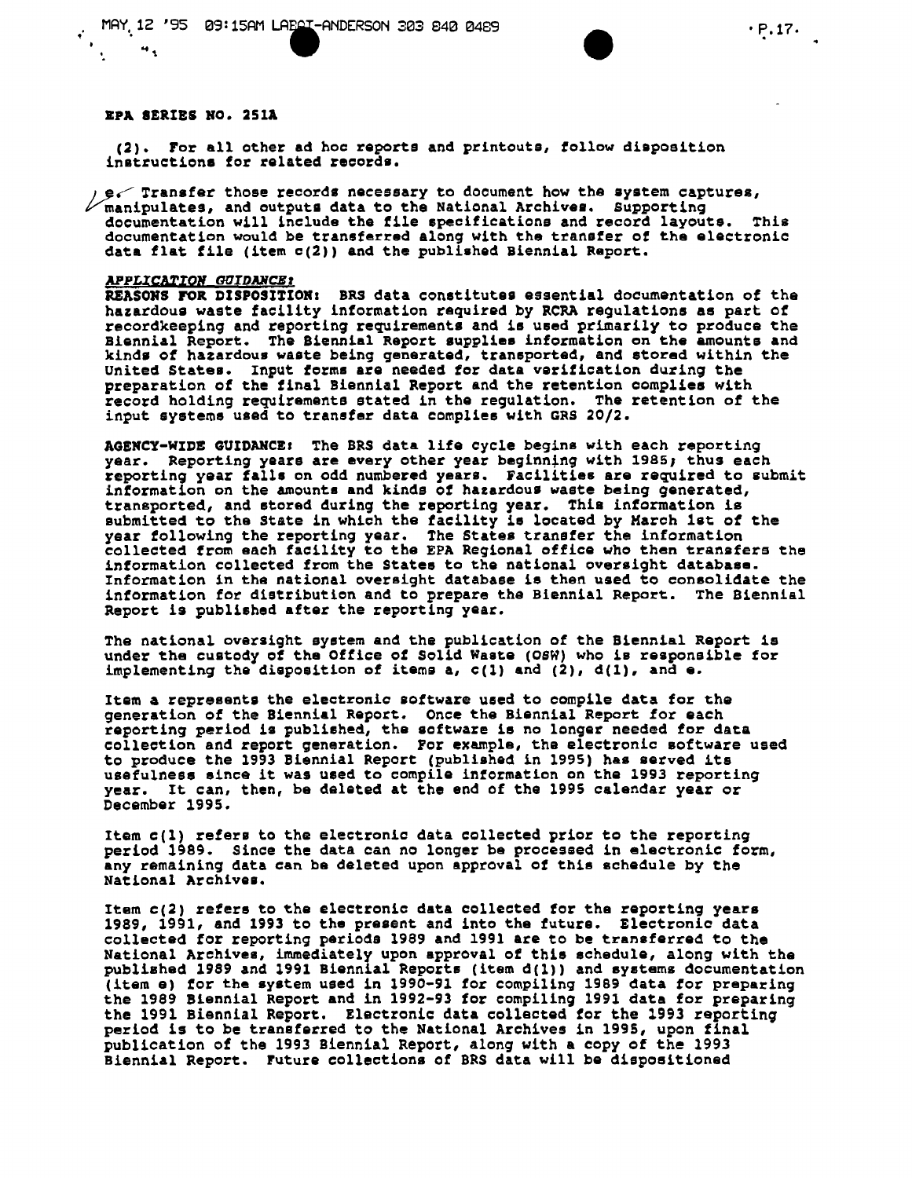**EPA SERIES NO. 251A**

(2). For all other ad hoc reports and printouts, follow disposition instructions for related records.

e. Transfer those records necessary to document how the system captures, manipulates, and outputs data to the National Archives. Supporting documentation will include the file specifications and record layouts. This documentation would be transferred along with the transfer of the electronic data flat file (item c(2)) and the published Biennial Report.

***APPLICATION GUIDANCE:***

**REASONS FOR DISPOSITION:** BRS data constitutes essential documentation of the hazardous waste facility information required by RCRA regulations as part of recordkeeping and reporting requirements and is used primarily to produce the Biennial Report. The Biennial Report supplies information on the amounts and kinds of hazardous waste being generated, transported, and stored within the United States. Input forms are needed for data verification during the preparation of the final Biennial Report and the retention complies with record holding requirements stated in the regulation. The retention of the input systems used to transfer data complies with GRS 20/2.

**AGENCY-WIDE GUIDANCE:** The BRS data life cycle begins with each reporting year. Reporting years are every other year beginning with 1985; thus each reporting year falls on odd numbered years. Facilities are required to submit information on the amounts and kinds of hazardous waste being generated, transported, and stored during the reporting year. This information is submitted to the State in which the facility is located by March 1st of the year following the reporting year. The States transfer the information collected from each facility to the EPA Regional office who then transfers the information collected from the States to the national oversight database. Information in the national oversight database is then used to consolidate the information for distribution and to prepare the Biennial Report. The Biennial Report is published after the reporting year.

The national oversight system and the publication of the Biennial Report is under the custody of the Office of Solid Waste (OSW) who is responsible for implementing the disposition of items a, c(1) and (2), d(1), and e.

Item a represents the electronic software used to compile data for the generation of the Biennial Report. Once the Biennial Report for each reporting period is published, the software is no longer needed for data collection and report generation. For example, the electronic software used to produce the 1993 Biennial Report (published in 1995) has served its usefulness since it was used to compile information on the 1993 reporting year. It can, then, be deleted at the end of the 1995 calendar year or December 1995.

Item c(1) refers to the electronic data collected prior to the reporting period 1989. Since the data can no longer be processed in electronic form, any remaining data can be deleted upon approval of this schedule by the National Archives.

Item c(2) refers to the electronic data collected for the reporting years 1989, 1991, and 1993 to the present and into the future. Electronic data collected for reporting periods 1989 and 1991 are to be transferred to the National Archives, immediately upon approval of this schedule, along with the published 1989 and 1991 Biennial Reports (item d(1)) and systems documentation (item e) for the system used in 1990-91 for compiling 1989 data for preparing the 1989 Biennial Report and in 1992-93 for compiling 1991 data for preparing the 1991 Biennial Report. Electronic data collected for the 1993 reporting period is to be transferred to the National Archives in 1995, upon final publication of the 1993 Biennial Report, along with a copy of the 1993 Biennial Report. Future collections of BRS data will be dispositioned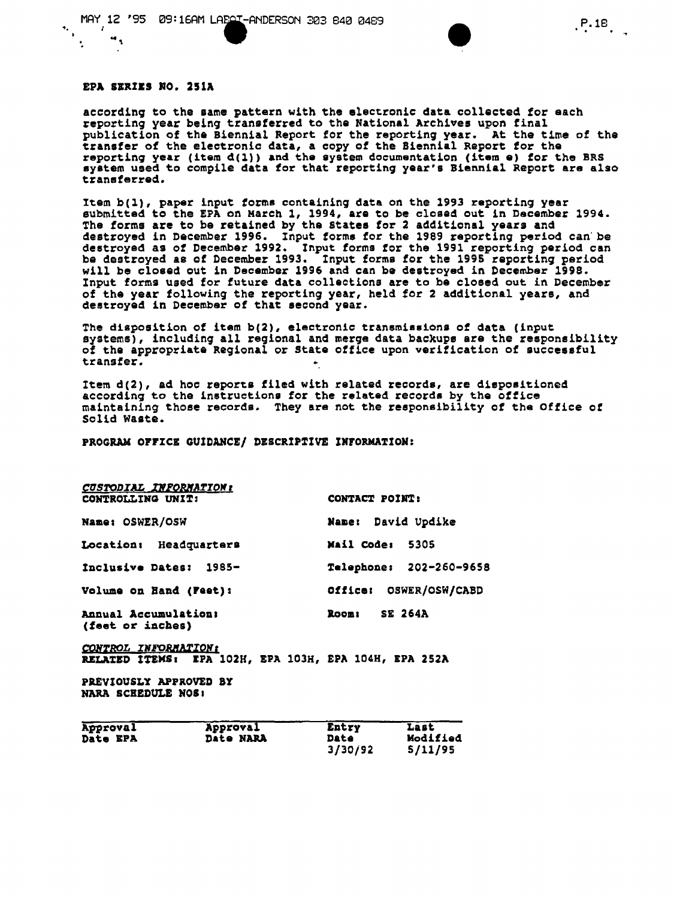**EPA SERIES NO. 251A**

according to the same pattern with the electronic data collected for each reporting year being transferred to the National Archives upon final publication of the Biennial Report for the reporting year. At the time of the transfer of the electronic data, a copy of the Biennial Report for the reporting year (item d(1)) and the system documentation (item e) for the BRS system used to compile data for that reporting year's Biennial Report are also transferred.

Item b(1), paper input forms containing data on the 1993 reporting year submitted to the EPA on March 1, 1994, are to be closed out in December 1994. The forms are to be retained by the States for 2 additional years and destroyed in December 1996. Input forms for the 1989 reporting period can be destroyed as of December 1992. Input forms for the 1991 reporting period can be destroyed as of December 1993. Input forms for the 1995 reporting period will be closed out in December 1996 and can be destroyed in December 1998. Input forms used for future data collections are to be closed out in December of the year following the reporting year, held for 2 additional years, and destroyed in December of that second year.

The disposition of item b(2), electronic transmissions of data (input systems), including all regional and merge data backups are the responsibility of the appropriate Regional or State office upon verification of successful transfer.

Item d(2), ad hoc reports filed with related records, are dispositioned according to the instructions for the related records by the office maintaining those records. They are not the responsibility of the Office of Solid Waste.

**PROGRAM OFFICE GUIDANCE/ DESCRIPTIVE INFORMATION:**

***CUSTODIAL INFORMATION:***

| CONTROLLING UNIT: | CONTACT POINT: |
|---|---|
| Name: OSWER/OSW | Name: David Updike |
| Location: Headquarters | Mail Code: 5305 |
| Inclusive Dates: 1985- | Telephone: 202-260-9658 |
| Volume on Hand (Feet): | Office: OSWER/OSW/CABD |
| Annual Accumulation: (feet or inches) | Room: SE 264A |

***CONTROL INFORMATION:***
**RELATED ITEMS: EPA 102H, EPA 103H, EPA 104H, EPA 252A**

**PREVIOUSLY APPROVED BY NARA SCHEDULE NOS:**

| Approval Date EPA | Approval Date NARA | Entry Date | Last Modified |
|---|---|---|---|
| | | 3/30/92 | 5/11/95 |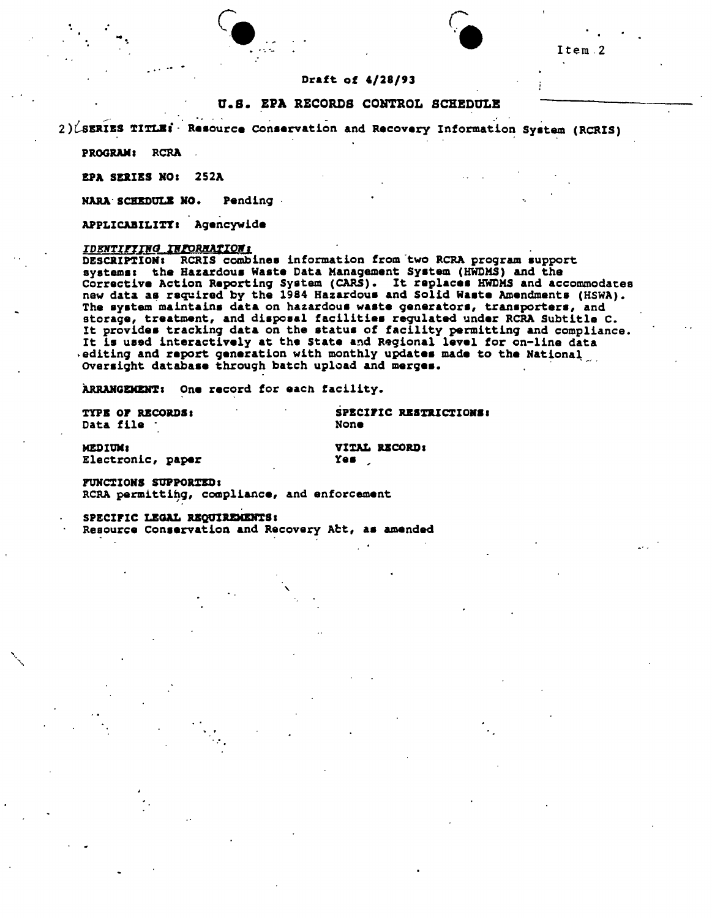Item 2

Draft of 4/28/93

# U.S. EPA RECORDS CONTROL SCHEDULE

2) **SERIES TITLE:** Resource Conservation and Recovery Information System (RCRIS)

**PROGRAM:** RCRA

**EPA SERIES NO:** 252A

**NARA SCHEDULE NO.** Pending

**APPLICABILITY:** Agencywide

***IDENTIFYING INFORMATION:***

**DESCRIPTION:** RCRIS combines information from two RCRA program support systems: the Hazardous Waste Data Management System (HWDMS) and the Corrective Action Reporting System (CARS). It replaces HWDMS and accommodates new data as required by the 1984 Hazardous and Solid Waste Amendments (HSWA). The system maintains data on hazardous waste generators, transporters, and storage, treatment, and disposal facilities regulated under RCRA Subtitle C. It provides tracking data on the status of facility permitting and compliance. It is used interactively at the State and Regional level for on-line data editing and report generation with monthly updates made to the National Oversight database through batch upload and merges.

**ARRANGEMENT:** One record for each facility.

**TYPE OF RECORDS:**
Data file

**SPECIFIC RESTRICTIONS:**
None

**MEDIUM:**
Electronic, paper

**VITAL RECORD:**
Yes

**FUNCTIONS SUPPORTED:**
RCRA permitting, compliance, and enforcement

**SPECIFIC LEGAL REQUIREMENTS:**
Resource Conservation and Recovery Act, as amended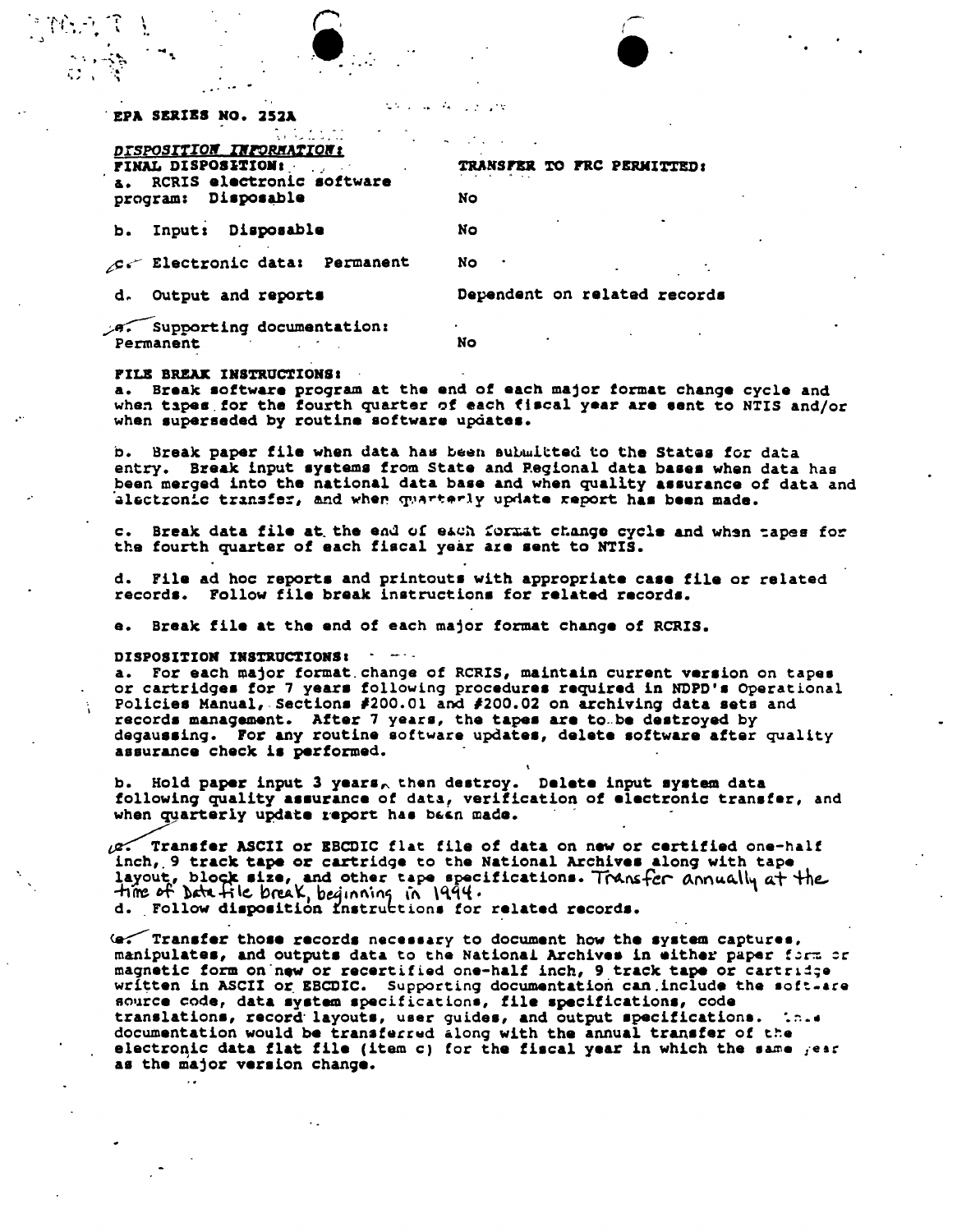**EPA SERIES NO. 252A**

***DISPOSITION INFORMATION:***

| FINAL DISPOSITION: | TRANSFER TO FRC PERMITTED: |
|---|---|
| a. RCRIS electronic software program: Disposable | No |
| b. Input: Disposable | No |
| c. Electronic data: Permanent | No |
| d. Output and reports | Dependent on related records |
| e. Supporting documentation: Permanent | No |

**FILE BREAK INSTRUCTIONS:**

a. Break software program at the end of each major format change cycle and when tapes for the fourth quarter of each fiscal year are sent to NTIS and/or when superseded by routine software updates.

b. Break paper file when data has been submitted to the States for data entry. Break input systems from State and Regional data bases when data has been merged into the national data base and when quality assurance of data and electronic transfer, and when quarterly update report has been made.

c. Break data file at the end of each format change cycle and when tapes for the fourth quarter of each fiscal year are sent to NTIS.

d. File ad hoc reports and printouts with appropriate case file or related records. Follow file break instructions for related records.

e. Break file at the end of each major format change of RCRIS.

**DISPOSITION INSTRUCTIONS:**

a. For each major format change of RCRIS, maintain current version on tapes or cartridges for 7 years following procedures required in NDPD's Operational Policies Manual, Sections #200.01 and #200.02 on archiving data sets and records management. After 7 years, the tapes are to be destroyed by degaussing. For any routine software updates, delete software after quality assurance check is performed.

b. Hold paper input 3 years, then destroy. Delete input system data following quality assurance of data, verification of electronic transfer, and when quarterly update report has been made.

c. Transfer ASCII or EBCDIC flat file of data on new or certified one-half inch, 9 track tape or cartridge to the National Archives along with tape layout, block size, and other tape specifications. Transfer annually at the time of Data file break, beginning in 1994.

d. Follow disposition instructions for related records.

e. Transfer those records necessary to document how the system captures, manipulates, and outputs data to the National Archives in either paper form or magnetic form on new or recertified one-half inch, 9 track tape or cartridge written in ASCII or EBCDIC. Supporting documentation can include the software source code, data system specifications, file specifications, code translations, record layouts, user guides, and output specifications. This documentation would be transferred along with the annual transfer of the electronic data flat file (item c) for the fiscal year in which the same year as the major version change.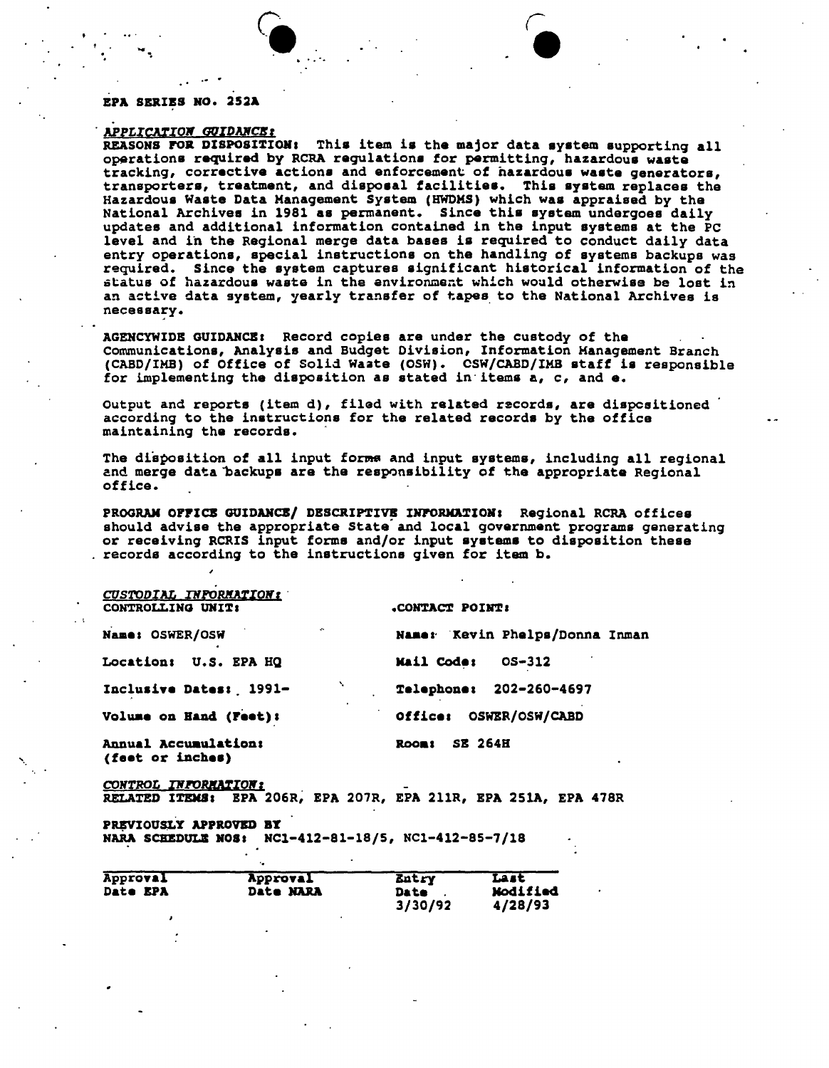**EPA SERIES NO. 252A**

*APPLICATION GUIDANCE:*

**REASONS FOR DISPOSITION:** This item is the major data system supporting all operations required by RCRA regulations for permitting, hazardous waste tracking, corrective actions and enforcement of hazardous waste generators, transporters, treatment, and disposal facilities. This system replaces the Hazardous Waste Data Management System (HWDMS) which was appraised by the National Archives in 1981 as permanent. Since this system undergoes daily updates and additional information contained in the input systems at the PC level and in the Regional merge data bases is required to conduct daily data entry operations, special instructions on the handling of systems backups was required. Since the system captures significant historical information of the status of hazardous waste in the environment which would otherwise be lost in an active data system, yearly transfer of tapes to the National Archives is necessary.

**AGENCYWIDE GUIDANCE:** Record copies are under the custody of the Communications, Analysis and Budget Division, Information Management Branch (CABD/IMB) of Office of Solid Waste (OSW). OSW/CABD/IMB staff is responsible for implementing the disposition as stated in items a, c, and e.

Output and reports (item d), filed with related records, are dispositioned according to the instructions for the related records by the office maintaining the records.

The disposition of all input forms and input systems, including all regional and merge data backups are the responsibility of the appropriate Regional office.

**PROGRAM OFFICE GUIDANCE/ DESCRIPTIVE INFORMATION:** Regional RCRA offices should advise the appropriate State and local government programs generating or receiving RCRIS input forms and/or input systems to disposition these records according to the instructions given for item b.

*CUSTODIAL INFORMATION:*

**CONTROLLING UNIT:**

**Name:** OSWER/OSW

**Location:** U.S. EPA HQ

**Inclusive Dates:** 1991-

**Volume on Hand (Feet):**

**Annual Accumulation: (feet or inches)**

**CONTACT POINT:**

**Name:** Kevin Phelps/Donna Inman

**Mail Code:** OS-312

**Telephone:** 202-260-4697

**Office:** OSWER/OSW/CABD

**Room:** SE 264H

*CONTROL INFORMATION:*

**RELATED ITEMS:** EPA 206R, EPA 207R, EPA 211R, EPA 251A, EPA 478R

**PREVIOUSLY APPROVED BY NARA SCHEDULE NOS:** NC1-412-81-18/5, NC1-412-85-7/18

| Approval Date EPA | Approval Date NARA | Entry Date | Last Modified |
|---|---|---|---|
| | | 3/30/92 | 4/28/93 |